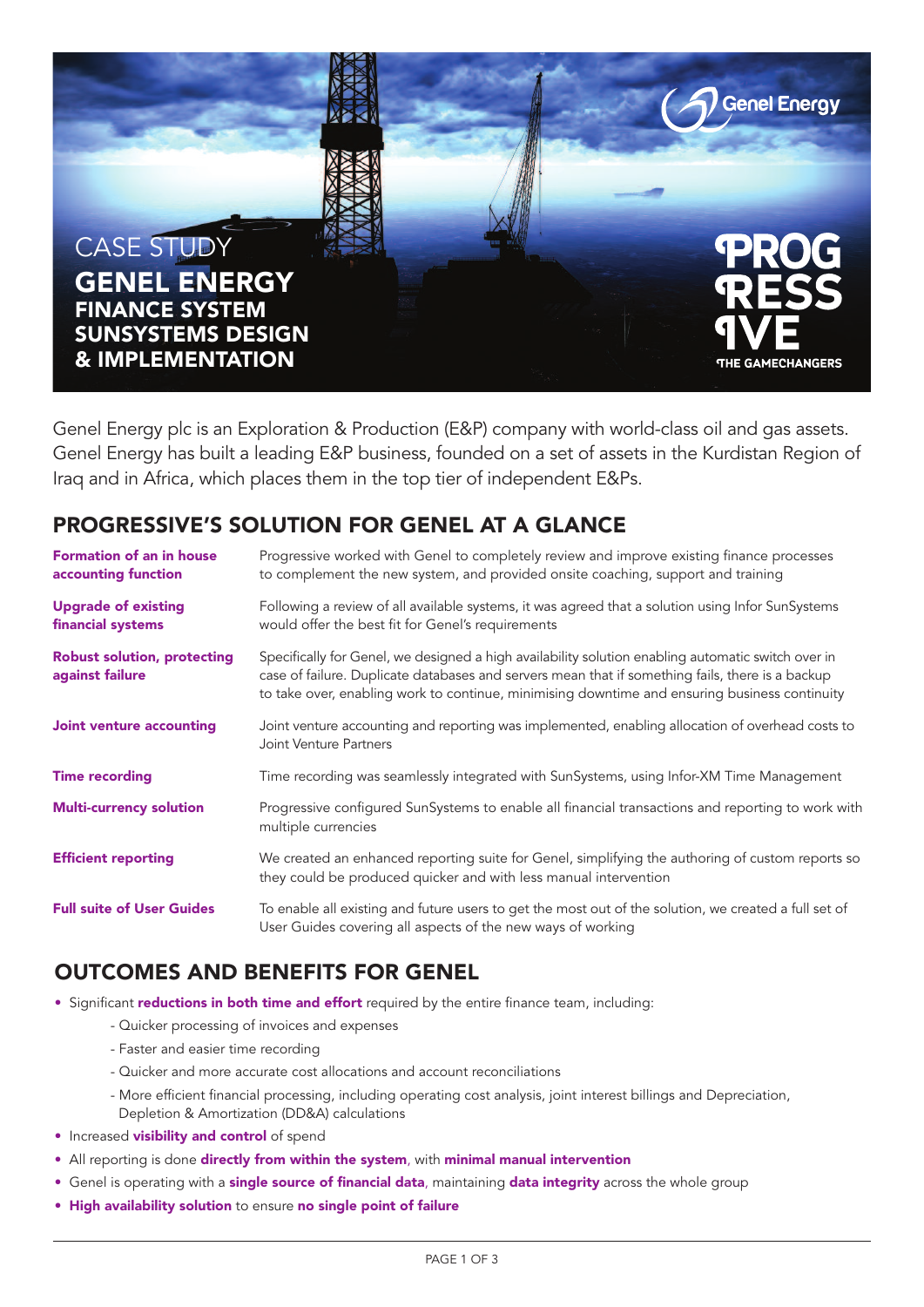CASE STUDY

# GENEL ENERGY
## FINANCE SYSTEM SUNSYSTEMS DESIGN & IMPLEMENTATION

Genel Energy

PROGRESSIVE
THE GAMECHANGERS

Genel Energy plc is an Exploration & Production (E&P) company with world-class oil and gas assets. Genel Energy has built a leading E&P business, founded on a set of assets in the Kurdistan Region of Iraq and in Africa, which places them in the top tier of independent E&Ps.

## PROGRESSIVE'S SOLUTION FOR GENEL AT A GLANCE

**Formation of an in house accounting function**
Progressive worked with Genel to completely review and improve existing finance processes to complement the new system, and provided onsite coaching, support and training

**Upgrade of existing financial systems**
Following a review of all available systems, it was agreed that a solution using Infor SunSystems would offer the best fit for Genel's requirements

**Robust solution, protecting against failure**
Specifically for Genel, we designed a high availability solution enabling automatic switch over in case of failure. Duplicate databases and servers mean that if something fails, there is a backup to take over, enabling work to continue, minimising downtime and ensuring business continuity

**Joint venture accounting**
Joint venture accounting and reporting was implemented, enabling allocation of overhead costs to Joint Venture Partners

**Time recording**
Time recording was seamlessly integrated with SunSystems, using Infor-XM Time Management

**Multi-currency solution**
Progressive configured SunSystems to enable all financial transactions and reporting to work with multiple currencies

**Efficient reporting**
We created an enhanced reporting suite for Genel, simplifying the authoring of custom reports so they could be produced quicker and with less manual intervention

**Full suite of User Guides**
To enable all existing and future users to get the most out of the solution, we created a full set of User Guides covering all aspects of the new ways of working

## OUTCOMES AND BENEFITS FOR GENEL

- Significant **reductions in both time and effort** required by the entire finance team, including:
  - Quicker processing of invoices and expenses
  - Faster and easier time recording
  - Quicker and more accurate cost allocations and account reconciliations
  - More efficient financial processing, including operating cost analysis, joint interest billings and Depreciation, Depletion & Amortization (DD&A) calculations
- Increased **visibility and control** of spend
- All reporting is done **directly from within the system**, with **minimal manual intervention**
- Genel is operating with a **single source of financial data**, maintaining **data integrity** across the whole group
- **High availability solution** to ensure **no single point of failure**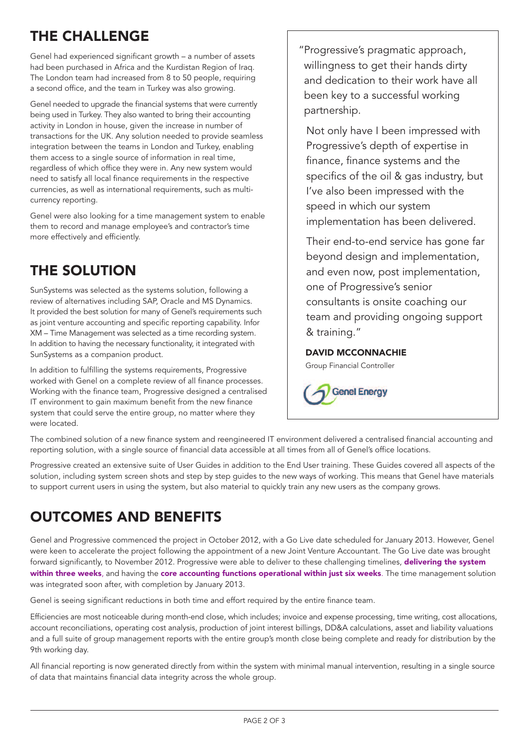## THE CHALLENGE

Genel had experienced significant growth – a number of assets had been purchased in Africa and the Kurdistan Region of Iraq. The London team had increased from 8 to 50 people, requiring a second office, and the team in Turkey was also growing.

Genel needed to upgrade the financial systems that were currently being used in Turkey. They also wanted to bring their accounting activity in London in house, given the increase in number of transactions for the UK. Any solution needed to provide seamless integration between the teams in London and Turkey, enabling them access to a single source of information in real time, regardless of which office they were in. Any new system would need to satisfy all local finance requirements in the respective currencies, as well as international requirements, such as multi-currency reporting.

Genel were also looking for a time management system to enable them to record and manage employee's and contractor's time more effectively and efficiently.

## THE SOLUTION

SunSystems was selected as the systems solution, following a review of alternatives including SAP, Oracle and MS Dynamics. It provided the best solution for many of Genel's requirements such as joint venture accounting and specific reporting capability. Infor XM – Time Management was selected as a time recording system. In addition to having the necessary functionality, it integrated with SunSystems as a companion product.

In addition to fulfilling the systems requirements, Progressive worked with Genel on a complete review of all finance processes. Working with the finance team, Progressive designed a centralised IT environment to gain maximum benefit from the new finance system that could serve the entire group, no matter where they were located.

> "Progressive's pragmatic approach, willingness to get their hands dirty and dedication to their work have all been key to a successful working partnership.
>
> Not only have I been impressed with Progressive's depth of expertise in finance, finance systems and the specifics of the oil & gas industry, but I've also been impressed with the speed in which our system implementation has been delivered.
>
> Their end-to-end service has gone far beyond design and implementation, and even now, post implementation, one of Progressive's senior consultants is onsite coaching our team and providing ongoing support & training."
>
> **DAVID MCCONNACHIE**
> Group Financial Controller
> Genel Energy

The combined solution of a new finance system and reengineered IT environment delivered a centralised financial accounting and reporting solution, with a single source of financial data accessible at all times from all of Genel's office locations.

Progressive created an extensive suite of User Guides in addition to the End User training. These Guides covered all aspects of the solution, including system screen shots and step by step guides to the new ways of working. This means that Genel have materials to support current users in using the system, but also material to quickly train any new users as the company grows.

## OUTCOMES AND BENEFITS

Genel and Progressive commenced the project in October 2012, with a Go Live date scheduled for January 2013. However, Genel were keen to accelerate the project following the appointment of a new Joint Venture Accountant. The Go Live date was brought forward significantly, to November 2012. Progressive were able to deliver to these challenging timelines, **delivering the system within three weeks**, and having the **core accounting functions operational within just six weeks**. The time management solution was integrated soon after, with completion by January 2013.

Genel is seeing significant reductions in both time and effort required by the entire finance team.

Efficiencies are most noticeable during month-end close, which includes; invoice and expense processing, time writing, cost allocations, account reconciliations, operating cost analysis, production of joint interest billings, DD&A calculations, asset and liability valuations and a full suite of group management reports with the entire group's month close being complete and ready for distribution by the 9th working day.

All financial reporting is now generated directly from within the system with minimal manual intervention, resulting in a single source of data that maintains financial data integrity across the whole group.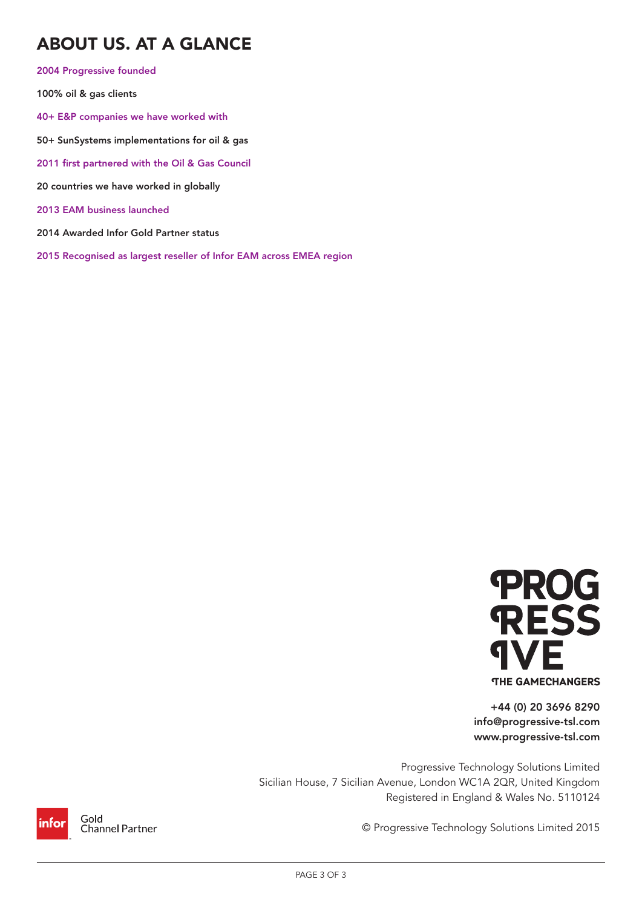# ABOUT US. AT A GLANCE

2004 Progressive founded

100% oil & gas clients

40+ E&P companies we have worked with

50+ SunSystems implementations for oil & gas

2011 first partnered with the Oil & Gas Council

20 countries we have worked in globally

2013 EAM business launched

2014 Awarded Infor Gold Partner status

2015 Recognised as largest reseller of Infor EAM across EMEA region

PROGRESSIVE
THE GAMECHANGERS

+44 (0) 20 3696 8290
info@progressive-tsl.com
www.progressive-tsl.com

Progressive Technology Solutions Limited
Sicilian House, 7 Sicilian Avenue, London WC1A 2QR, United Kingdom
Registered in England & Wales No. 5110124

infor Gold Channel Partner

© Progressive Technology Solutions Limited 2015